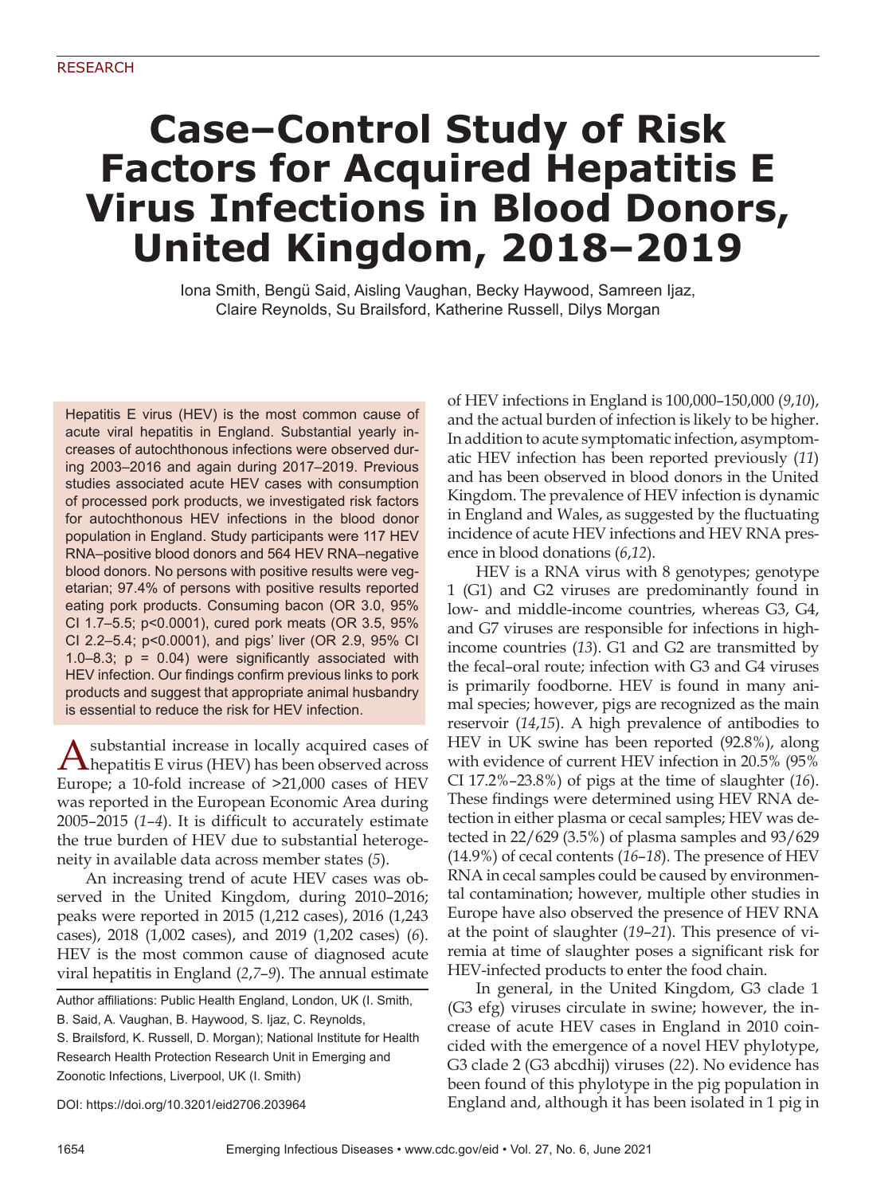RESEARCH

# Case–Control Study of Risk Factors for Acquired Hepatitis E Virus Infections in Blood Donors, United Kingdom, 2018–2019

Iona Smith, Bengü Said, Aisling Vaughan, Becky Haywood, Samreen Ijaz, Claire Reynolds, Su Brailsford, Katherine Russell, Dilys Morgan

Hepatitis E virus (HEV) is the most common cause of acute viral hepatitis in England. Substantial yearly increases of autochthonous infections were observed during 2003–2016 and again during 2017–2019. Previous studies associated acute HEV cases with consumption of processed pork products, we investigated risk factors for autochthonous HEV infections in the blood donor population in England. Study participants were 117 HEV RNA–positive blood donors and 564 HEV RNA–negative blood donors. No persons with positive results were vegetarian; 97.4% of persons with positive results reported eating pork products. Consuming bacon (OR 3.0, 95% CI 1.7–5.5; p<0.0001), cured pork meats (OR 3.5, 95% CI 2.2–5.4; p<0.0001), and pigs' liver (OR 2.9, 95% CI 1.0–8.3; p = 0.04) were significantly associated with HEV infection. Our findings confirm previous links to pork products and suggest that appropriate animal husbandry is essential to reduce the risk for HEV infection.

A substantial increase in locally acquired cases of hepatitis E virus (HEV) has been observed across Europe; a 10-fold increase of >21,000 cases of HEV was reported in the European Economic Area during 2005–2015 (*1*–*4*). It is difficult to accurately estimate the true burden of HEV due to substantial heterogeneity in available data across member states (*5*).

An increasing trend of acute HEV cases was observed in the United Kingdom, during 2010–2016; peaks were reported in 2015 (1,212 cases), 2016 (1,243 cases), 2018 (1,002 cases), and 2019 (1,202 cases) (*6*). HEV is the most common cause of diagnosed acute viral hepatitis in England (*2*,*7*–*9*). The annual estimate of HEV infections in England is 100,000–150,000 (*9*,*10*), and the actual burden of infection is likely to be higher. In addition to acute symptomatic infection, asymptomatic HEV infection has been reported previously (*11*) and has been observed in blood donors in the United Kingdom. The prevalence of HEV infection is dynamic in England and Wales, as suggested by the fluctuating incidence of acute HEV infections and HEV RNA presence in blood donations (*6*,*12*).

HEV is a RNA virus with 8 genotypes; genotype 1 (G1) and G2 viruses are predominantly found in low- and middle-income countries, whereas G3, G4, and G7 viruses are responsible for infections in high-income countries (*13*). G1 and G2 are transmitted by the fecal–oral route; infection with G3 and G4 viruses is primarily foodborne. HEV is found in many animal species; however, pigs are recognized as the main reservoir (*14*,*15*). A high prevalence of antibodies to HEV in UK swine has been reported (92.8%), along with evidence of current HEV infection in 20.5% (95% CI 17.2%–23.8%) of pigs at the time of slaughter (*16*). These findings were determined using HEV RNA detection in either plasma or cecal samples; HEV was detected in 22/629 (3.5%) of plasma samples and 93/629 (14.9%) of cecal contents (*16*–*18*). The presence of HEV RNA in cecal samples could be caused by environmental contamination; however, multiple other studies in Europe have also observed the presence of HEV RNA at the point of slaughter (*19*–*21*). This presence of viremia at time of slaughter poses a significant risk for HEV-infected products to enter the food chain.

In general, in the United Kingdom, G3 clade 1 (G3 efg) viruses circulate in swine; however, the increase of acute HEV cases in England in 2010 coincided with the emergence of a novel HEV phylotype, G3 clade 2 (G3 abcdhij) viruses (*22*). No evidence has been found of this phylotype in the pig population in England and, although it has been isolated in 1 pig in

Author affiliations: Public Health England, London, UK (I. Smith, B. Said, A. Vaughan, B. Haywood, S. Ijaz, C. Reynolds, S. Brailsford, K. Russell, D. Morgan); National Institute for Health Research Health Protection Research Unit in Emerging and Zoonotic Infections, Liverpool, UK (I. Smith)

DOI: https://doi.org/10.3201/eid2706.203964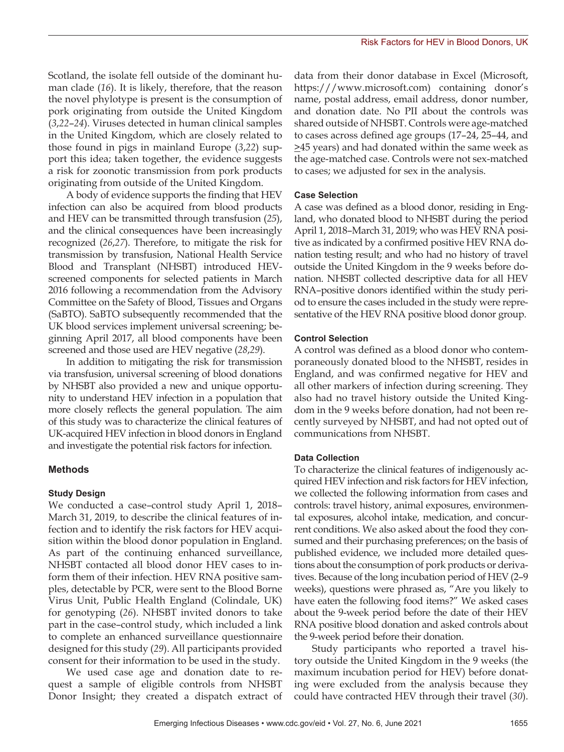Scotland, the isolate fell outside of the dominant human clade (*16*). It is likely, therefore, that the reason the novel phylotype is present is the consumption of pork originating from outside the United Kingdom (*3*,*22*–*24*). Viruses detected in human clinical samples in the United Kingdom, which are closely related to those found in pigs in mainland Europe (*3*,*22*) support this idea; taken together, the evidence suggests a risk for zoonotic transmission from pork products originating from outside of the United Kingdom.

A body of evidence supports the finding that HEV infection can also be acquired from blood products and HEV can be transmitted through transfusion (*25*), and the clinical consequences have been increasingly recognized (*26*,*27*). Therefore, to mitigate the risk for transmission by transfusion, National Health Service Blood and Transplant (NHSBT) introduced HEV-screened components for selected patients in March 2016 following a recommendation from the Advisory Committee on the Safety of Blood, Tissues and Organs (SaBTO). SaBTO subsequently recommended that the UK blood services implement universal screening; beginning April 2017, all blood components have been screened and those used are HEV negative (*28*,*29*).

In addition to mitigating the risk for transmission via transfusion, universal screening of blood donations by NHSBT also provided a new and unique opportunity to understand HEV infection in a population that more closely reflects the general population. The aim of this study was to characterize the clinical features of UK-acquired HEV infection in blood donors in England and investigate the potential risk factors for infection.

## Methods

### Study Design

We conducted a case–control study April 1, 2018–March 31, 2019, to describe the clinical features of infection and to identify the risk factors for HEV acquisition within the blood donor population in England. As part of the continuing enhanced surveillance, NHSBT contacted all blood donor HEV cases to inform them of their infection. HEV RNA positive samples, detectable by PCR, were sent to the Blood Borne Virus Unit, Public Health England (Colindale, UK) for genotyping (*26*). NHSBT invited donors to take part in the case–control study, which included a link to complete an enhanced surveillance questionnaire designed for this study (*29*). All participants provided consent for their information to be used in the study.

We used case age and donation date to request a sample of eligible controls from NHSBT Donor Insight; they created a dispatch extract of data from their donor database in Excel (Microsoft, https:///www.microsoft.com) containing donor's name, postal address, email address, donor number, and donation date. No PII about the controls was shared outside of NHSBT. Controls were age-matched to cases across defined age groups (17–24, 25–44, and ≥45 years) and had donated within the same week as the age-matched case. Controls were not sex-matched to cases; we adjusted for sex in the analysis.

### Case Selection

A case was defined as a blood donor, residing in England, who donated blood to NHSBT during the period April 1, 2018–March 31, 2019; who was HEV RNA positive as indicated by a confirmed positive HEV RNA donation testing result; and who had no history of travel outside the United Kingdom in the 9 weeks before donation. NHSBT collected descriptive data for all HEV RNA–positive donors identified within the study period to ensure the cases included in the study were representative of the HEV RNA positive blood donor group.

### Control Selection

A control was defined as a blood donor who contemporaneously donated blood to the NHSBT, resides in England, and was confirmed negative for HEV and all other markers of infection during screening. They also had no travel history outside the United Kingdom in the 9 weeks before donation, had not been recently surveyed by NHSBT, and had not opted out of communications from NHSBT.

### Data Collection

To characterize the clinical features of indigenously acquired HEV infection and risk factors for HEV infection, we collected the following information from cases and controls: travel history, animal exposures, environmental exposures, alcohol intake, medication, and concurrent conditions. We also asked about the food they consumed and their purchasing preferences; on the basis of published evidence, we included more detailed questions about the consumption of pork products or derivatives. Because of the long incubation period of HEV (2–9 weeks), questions were phrased as, "Are you likely to have eaten the following food items?" We asked cases about the 9-week period before the date of their HEV RNA positive blood donation and asked controls about the 9-week period before their donation.

Study participants who reported a travel history outside the United Kingdom in the 9 weeks (the maximum incubation period for HEV) before donating were excluded from the analysis because they could have contracted HEV through their travel (*30*).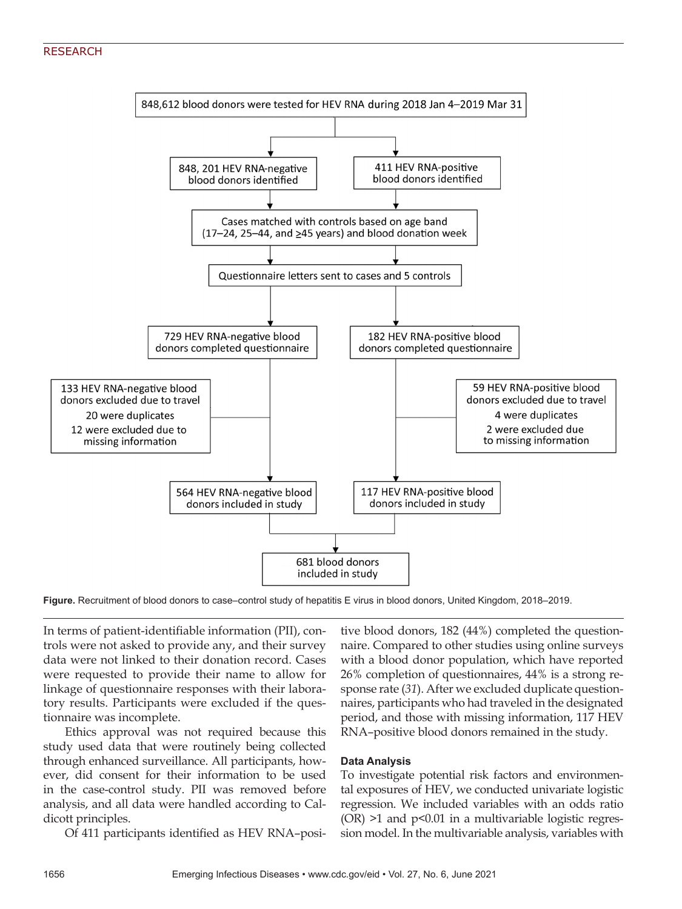848,612 blood donors were tested for HEV RNA during 2018 Jan 4–2019 Mar 31

848, 201 HEV RNA-negative blood donors identified

411 HEV RNA-positive blood donors identified

Cases matched with controls based on age band (17–24, 25–44, and ≥45 years) and blood donation week

Questionnaire letters sent to cases and 5 controls

729 HEV RNA-negative blood donors completed questionnaire

182 HEV RNA-positive blood donors completed questionnaire

133 HEV RNA-negative blood donors excluded due to travel
20 were duplicates
12 were excluded due to missing information

59 HEV RNA-positive blood donors excluded due to travel
4 were duplicates
2 were excluded due to missing information

564 HEV RNA-negative blood donors included in study

117 HEV RNA-positive blood donors included in study

681 blood donors included in study

**Figure.** Recruitment of blood donors to case–control study of hepatitis E virus in blood donors, United Kingdom, 2018–2019.

In terms of patient-identifiable information (PII), controls were not asked to provide any, and their survey data were not linked to their donation record. Cases were requested to provide their name to allow for linkage of questionnaire responses with their laboratory results. Participants were excluded if the questionnaire was incomplete.

Ethics approval was not required because this study used data that were routinely being collected through enhanced surveillance. All participants, however, did consent for their information to be used in the case-control study. PII was removed before analysis, and all data were handled according to Caldicott principles.

Of 411 participants identified as HEV RNA–positive blood donors, 182 (44%) completed the questionnaire. Compared to other studies using online surveys with a blood donor population, which have reported 26% completion of questionnaires, 44% is a strong response rate (*31*). After we excluded duplicate questionnaires, participants who had traveled in the designated period, and those with missing information, 117 HEV RNA–positive blood donors remained in the study.

### Data Analysis

To investigate potential risk factors and environmental exposures of HEV, we conducted univariate logistic regression. We included variables with an odds ratio (OR) >1 and p<0.01 in a multivariable logistic regression model. In the multivariable analysis, variables with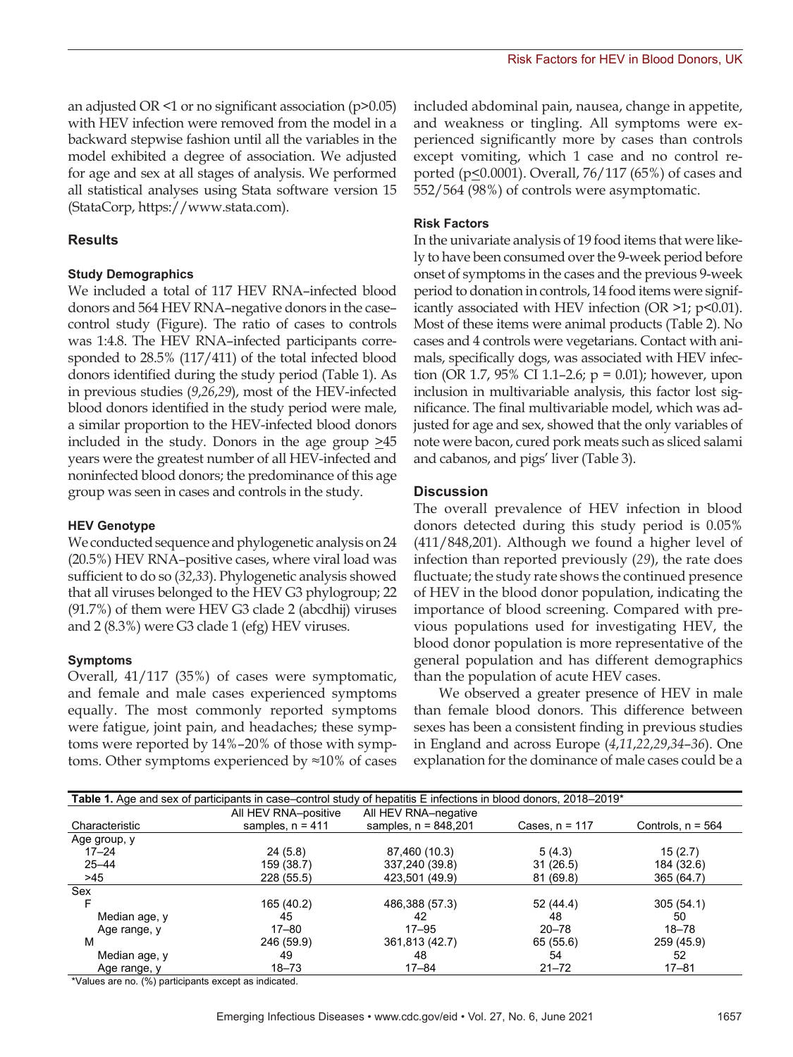an adjusted OR <1 or no significant association (p>0.05) with HEV infection were removed from the model in a backward stepwise fashion until all the variables in the model exhibited a degree of association. We adjusted for age and sex at all stages of analysis. We performed all statistical analyses using Stata software version 15 (StataCorp, https://www.stata.com).

## Results

### Study Demographics

We included a total of 117 HEV RNA–infected blood donors and 564 HEV RNA–negative donors in the case–control study (Figure). The ratio of cases to controls was 1:4.8. The HEV RNA–infected participants corresponded to 28.5% (117/411) of the total infected blood donors identified during the study period (Table 1). As in previous studies (*9*,*26*,*29*), most of the HEV-infected blood donors identified in the study period were male, a similar proportion to the HEV-infected blood donors included in the study. Donors in the age group ≥45 years were the greatest number of all HEV-infected and noninfected blood donors; the predominance of this age group was seen in cases and controls in the study.

### HEV Genotype

We conducted sequence and phylogenetic analysis on 24 (20.5%) HEV RNA–positive cases, where viral load was sufficient to do so (*32*,*33*). Phylogenetic analysis showed that all viruses belonged to the HEV G3 phylogroup; 22 (91.7%) of them were HEV G3 clade 2 (abcdhij) viruses and 2 (8.3%) were G3 clade 1 (efg) HEV viruses.

### Symptoms

Overall, 41/117 (35%) of cases were symptomatic, and female and male cases experienced symptoms equally. The most commonly reported symptoms were fatigue, joint pain, and headaches; these symptoms were reported by 14%–20% of those with symptoms. Other symptoms experienced by ≈10% of cases included abdominal pain, nausea, change in appetite, and weakness or tingling. All symptoms were experienced significantly more by cases than controls except vomiting, which 1 case and no control reported (p≤0.0001). Overall, 76/117 (65%) of cases and 552/564 (98%) of controls were asymptomatic.

### Risk Factors

In the univariate analysis of 19 food items that were likely to have been consumed over the 9-week period before onset of symptoms in the cases and the previous 9-week period to donation in controls, 14 food items were significantly associated with HEV infection (OR >1; p<0.01). Most of these items were animal products (Table 2). No cases and 4 controls were vegetarians. Contact with animals, specifically dogs, was associated with HEV infection (OR 1.7, 95% CI 1.1–2.6; p = 0.01); however, upon inclusion in multivariable analysis, this factor lost significance. The final multivariable model, which was adjusted for age and sex, showed that the only variables of note were bacon, cured pork meats such as sliced salami and cabanos, and pigs' liver (Table 3).

## Discussion

The overall prevalence of HEV infection in blood donors detected during this study period is 0.05% (411/848,201). Although we found a higher level of infection than reported previously (*29*), the rate does fluctuate; the study rate shows the continued presence of HEV in the blood donor population, indicating the importance of blood screening. Compared with previous populations used for investigating HEV, the blood donor population is more representative of the general population and has different demographics than the population of acute HEV cases.

We observed a greater presence of HEV in male than female blood donors. This difference between sexes has been a consistent finding in previous studies in England and across Europe (*4*,*11*,*22*,*29*,*34*–*36*). One explanation for the dominance of male cases could be a

**Table 1.** Age and sex of participants in case–control study of hepatitis E infections in blood donors, 2018–2019*

| Characteristic | All HEV RNA–positive samples, n = 411 | All HEV RNA–negative samples, n = 848,201 | Cases, n = 117 | Controls, n = 564 |
|---|---|---|---|---|
| Age group, y | | | | |
| 17–24 | 24 (5.8) | 87,460 (10.3) | 5 (4.3) | 15 (2.7) |
| 25–44 | 159 (38.7) | 337,240 (39.8) | 31 (26.5) | 184 (32.6) |
| >45 | 228 (55.5) | 423,501 (49.9) | 81 (69.8) | 365 (64.7) |
| Sex | | | | |
| F | 165 (40.2) | 486,388 (57.3) | 52 (44.4) | 305 (54.1) |
| Median age, y | 45 | 42 | 48 | 50 |
| Age range, y | 17–80 | 17–95 | 20–78 | 18–78 |
| M | 246 (59.9) | 361,813 (42.7) | 65 (55.6) | 259 (45.9) |
| Median age, y | 49 | 48 | 54 | 52 |
| Age range, y | 18–73 | 17–84 | 21–72 | 17–81 |

*Values are no. (%) participants except as indicated.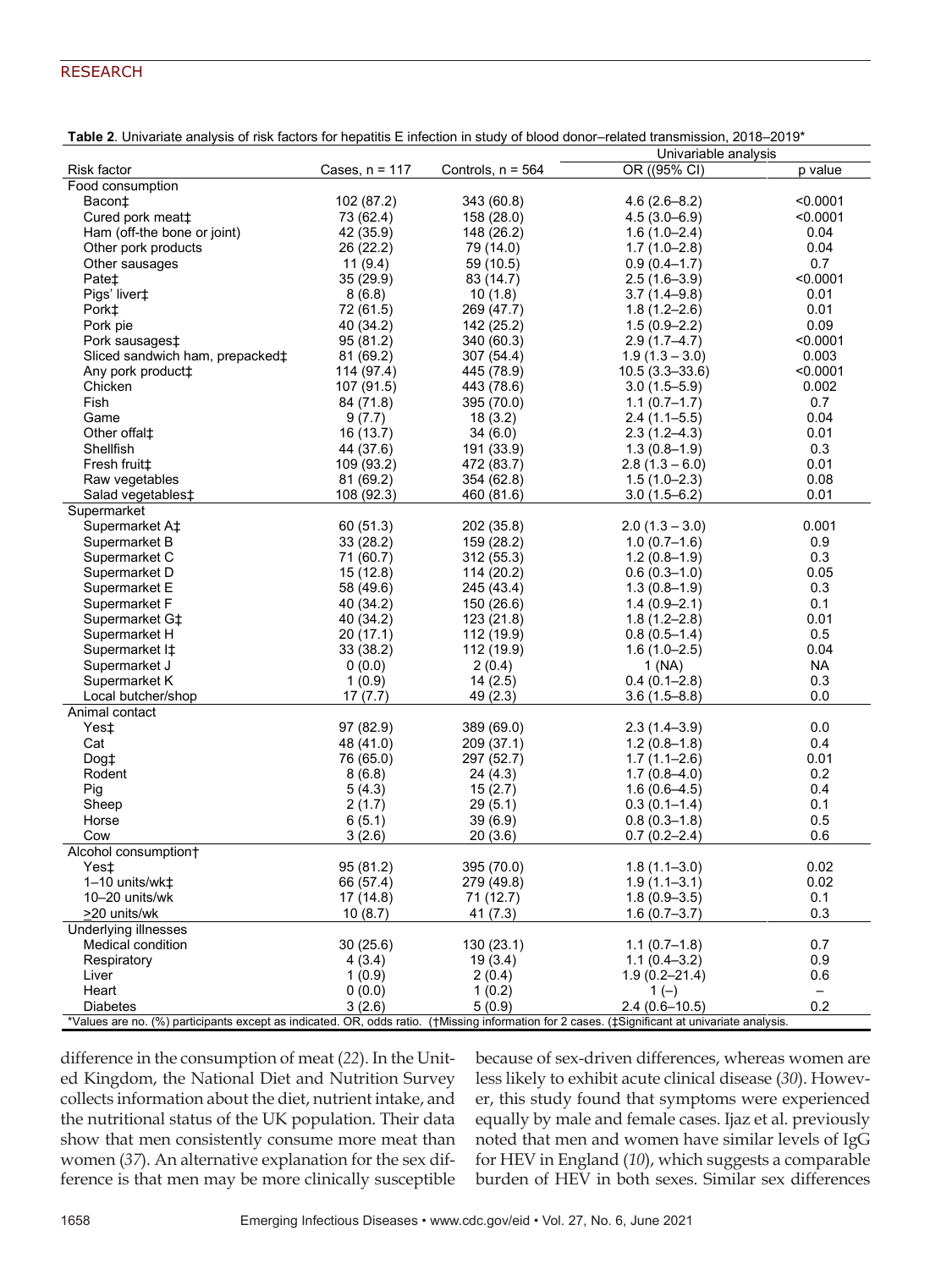**Table 2**. Univariate analysis of risk factors for hepatitis E infection in study of blood donor–related transmission, 2018–2019*

| Risk factor | Cases, n = 117 | Controls, n = 564 | Univariable analysis | |
|---|---|---|---|---|
| | | | OR ((95% CI) | p value |
| Food consumption | | | | |
| Bacon‡ | 102 (87.2) | 343 (60.8) | 4.6 (2.6–8.2) | <0.0001 |
| Cured pork meat‡ | 73 (62.4) | 158 (28.0) | 4.5 (3.0–6.9) | <0.0001 |
| Ham (off-the bone or joint) | 42 (35.9) | 148 (26.2) | 1.6 (1.0–2.4) | 0.04 |
| Other pork products | 26 (22.2) | 79 (14.0) | 1.7 (1.0–2.8) | 0.04 |
| Other sausages | 11 (9.4) | 59 (10.5) | 0.9 (0.4–1.7) | 0.7 |
| Pate‡ | 35 (29.9) | 83 (14.7) | 2.5 (1.6–3.9) | <0.0001 |
| Pigs' liver‡ | 8 (6.8) | 10 (1.8) | 3.7 (1.4–9.8) | 0.01 |
| Pork‡ | 72 (61.5) | 269 (47.7) | 1.8 (1.2–2.6) | 0.01 |
| Pork pie | 40 (34.2) | 142 (25.2) | 1.5 (0.9–2.2) | 0.09 |
| Pork sausages‡ | 95 (81.2) | 340 (60.3) | 2.9 (1.7–4.7) | <0.0001 |
| Sliced sandwich ham, prepacked‡ | 81 (69.2) | 307 (54.4) | 1.9 (1.3 – 3.0) | 0.003 |
| Any pork product‡ | 114 (97.4) | 445 (78.9) | 10.5 (3.3–33.6) | <0.0001 |
| Chicken | 107 (91.5) | 443 (78.6) | 3.0 (1.5–5.9) | 0.002 |
| Fish | 84 (71.8) | 395 (70.0) | 1.1 (0.7–1.7) | 0.7 |
| Game | 9 (7.7) | 18 (3.2) | 2.4 (1.1–5.5) | 0.04 |
| Other offal‡ | 16 (13.7) | 34 (6.0) | 2.3 (1.2–4.3) | 0.01 |
| Shellfish | 44 (37.6) | 191 (33.9) | 1.3 (0.8–1.9) | 0.3 |
| Fresh fruit‡ | 109 (93.2) | 472 (83.7) | 2.8 (1.3 – 6.0) | 0.01 |
| Raw vegetables | 81 (69.2) | 354 (62.8) | 1.5 (1.0–2.3) | 0.08 |
| Salad vegetables‡ | 108 (92.3) | 460 (81.6) | 3.0 (1.5–6.2) | 0.01 |
| Supermarket | | | | |
| Supermarket A‡ | 60 (51.3) | 202 (35.8) | 2.0 (1.3 – 3.0) | 0.001 |
| Supermarket B | 33 (28.2) | 159 (28.2) | 1.0 (0.7–1.6) | 0.9 |
| Supermarket C | 71 (60.7) | 312 (55.3) | 1.2 (0.8–1.9) | 0.3 |
| Supermarket D | 15 (12.8) | 114 (20.2) | 0.6 (0.3–1.0) | 0.05 |
| Supermarket E | 58 (49.6) | 245 (43.4) | 1.3 (0.8–1.9) | 0.3 |
| Supermarket F | 40 (34.2) | 150 (26.6) | 1.4 (0.9–2.1) | 0.1 |
| Supermarket G‡ | 40 (34.2) | 123 (21.8) | 1.8 (1.2–2.8) | 0.01 |
| Supermarket H | 20 (17.1) | 112 (19.9) | 0.8 (0.5–1.4) | 0.5 |
| Supermarket I‡ | 33 (38.2) | 112 (19.9) | 1.6 (1.0–2.5) | 0.04 |
| Supermarket J | 0 (0.0) | 2 (0.4) | 1 (NA) | NA |
| Supermarket K | 1 (0.9) | 14 (2.5) | 0.4 (0.1–2.8) | 0.3 |
| Local butcher/shop | 17 (7.7) | 49 (2.3) | 3.6 (1.5–8.8) | 0.0 |
| Animal contact | | | | |
| Yes‡ | 97 (82.9) | 389 (69.0) | 2.3 (1.4–3.9) | 0.0 |
| Cat | 48 (41.0) | 209 (37.1) | 1.2 (0.8–1.8) | 0.4 |
| Dog‡ | 76 (65.0) | 297 (52.7) | 1.7 (1.1–2.6) | 0.01 |
| Rodent | 8 (6.8) | 24 (4.3) | 1.7 (0.8–4.0) | 0.2 |
| Pig | 5 (4.3) | 15 (2.7) | 1.6 (0.6–4.5) | 0.4 |
| Sheep | 2 (1.7) | 29 (5.1) | 0.3 (0.1–1.4) | 0.1 |
| Horse | 6 (5.1) | 39 (6.9) | 0.8 (0.3–1.8) | 0.5 |
| Cow | 3 (2.6) | 20 (3.6) | 0.7 (0.2–2.4) | 0.6 |
| Alcohol consumption† | | | | |
| Yes‡ | 95 (81.2) | 395 (70.0) | 1.8 (1.1–3.0) | 0.02 |
| 1–10 units/wk‡ | 66 (57.4) | 279 (49.8) | 1.9 (1.1–3.1) | 0.02 |
| 10–20 units/wk | 17 (14.8) | 71 (12.7) | 1.8 (0.9–3.5) | 0.1 |
| ≥20 units/wk | 10 (8.7) | 41 (7.3) | 1.6 (0.7–3.7) | 0.3 |
| Underlying illnesses | | | | |
| Medical condition | 30 (25.6) | 130 (23.1) | 1.1 (0.7–1.8) | 0.7 |
| Respiratory | 4 (3.4) | 19 (3.4) | 1.1 (0.4–3.2) | 0.9 |
| Liver | 1 (0.9) | 2 (0.4) | 1.9 (0.2–21.4) | 0.6 |
| Heart | 0 (0.0) | 1 (0.2) | 1 (–) | – |
| Diabetes | 3 (2.6) | 5 (0.9) | 2.4 (0.6–10.5) | 0.2 |

*Values are no. (%) participants except as indicated. OR, odds ratio. (†Missing information for 2 cases. (‡Significant at univariate analysis.

difference in the consumption of meat (*22*). In the United Kingdom, the National Diet and Nutrition Survey collects information about the diet, nutrient intake, and the nutritional status of the UK population. Their data show that men consistently consume more meat than women (*37*). An alternative explanation for the sex difference is that men may be more clinically susceptible because of sex-driven differences, whereas women are less likely to exhibit acute clinical disease (*30*). However, this study found that symptoms were experienced equally by male and female cases. Ijaz et al. previously noted that men and women have similar levels of IgG for HEV in England (*10*), which suggests a comparable burden of HEV in both sexes. Similar sex differences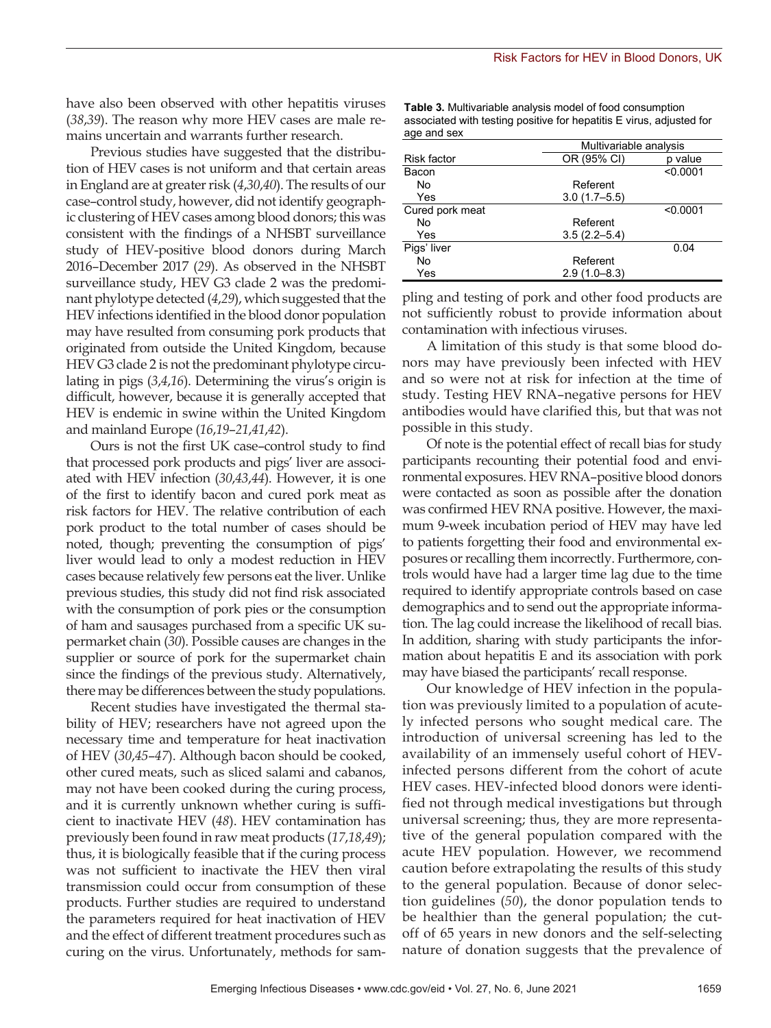have also been observed with other hepatitis viruses (*38*,*39*). The reason why more HEV cases are male remains uncertain and warrants further research.

Previous studies have suggested that the distribution of HEV cases is not uniform and that certain areas in England are at greater risk (*4*,*30*,*40*). The results of our case–control study, however, did not identify geographic clustering of HEV cases among blood donors; this was consistent with the findings of a NHSBT surveillance study of HEV-positive blood donors during March 2016–December 2017 (*29*). As observed in the NHSBT surveillance study, HEV G3 clade 2 was the predominant phylotype detected (*4*,*29*), which suggested that the HEV infections identified in the blood donor population may have resulted from consuming pork products that originated from outside the United Kingdom, because HEV G3 clade 2 is not the predominant phylotype circulating in pigs (*3*,*4*,*16*). Determining the virus's origin is difficult, however, because it is generally accepted that HEV is endemic in swine within the United Kingdom and mainland Europe (*16*,*19*–*21*,*41*,*42*).

Ours is not the first UK case–control study to find that processed pork products and pigs' liver are associated with HEV infection (*30*,*43*,*44*). However, it is one of the first to identify bacon and cured pork meat as risk factors for HEV. The relative contribution of each pork product to the total number of cases should be noted, though; preventing the consumption of pigs' liver would lead to only a modest reduction in HEV cases because relatively few persons eat the liver. Unlike previous studies, this study did not find risk associated with the consumption of pork pies or the consumption of ham and sausages purchased from a specific UK supermarket chain (*30*). Possible causes are changes in the supplier or source of pork for the supermarket chain since the findings of the previous study. Alternatively, there may be differences between the study populations.

Recent studies have investigated the thermal stability of HEV; researchers have not agreed upon the necessary time and temperature for heat inactivation of HEV (*30*,*45*–*47*). Although bacon should be cooked, other cured meats, such as sliced salami and cabanos, may not have been cooked during the curing process, and it is currently unknown whether curing is sufficient to inactivate HEV (*48*). HEV contamination has previously been found in raw meat products (*17*,*18*,*49*); thus, it is biologically feasible that if the curing process was not sufficient to inactivate the HEV then viral transmission could occur from consumption of these products. Further studies are required to understand the parameters required for heat inactivation of HEV and the effect of different treatment procedures such as curing on the virus. Unfortunately, methods for sampling and testing of pork and other food products are not sufficiently robust to provide information about contamination with infectious viruses.

**Table 3.** Multivariable analysis model of food consumption associated with testing positive for hepatitis E virus, adjusted for age and sex

| | Multivariable analysis | |
|---|---|---|
| Risk factor | OR (95% CI) | p value |
| Bacon | | <0.0001 |
| No | Referent | |
| Yes | 3.0 (1.7–5.5) | |
| Cured pork meat | | <0.0001 |
| No | Referent | |
| Yes | 3.5 (2.2–5.4) | |
| Pigs' liver | | 0.04 |
| No | Referent | |
| Yes | 2.9 (1.0–8.3) | |

A limitation of this study is that some blood donors may have previously been infected with HEV and so were not at risk for infection at the time of study. Testing HEV RNA–negative persons for HEV antibodies would have clarified this, but that was not possible in this study.

Of note is the potential effect of recall bias for study participants recounting their potential food and environmental exposures. HEV RNA–positive blood donors were contacted as soon as possible after the donation was confirmed HEV RNA positive. However, the maximum 9-week incubation period of HEV may have led to patients forgetting their food and environmental exposures or recalling them incorrectly. Furthermore, controls would have had a larger time lag due to the time required to identify appropriate controls based on case demographics and to send out the appropriate information. The lag could increase the likelihood of recall bias. In addition, sharing with study participants the information about hepatitis E and its association with pork may have biased the participants' recall response.

Our knowledge of HEV infection in the population was previously limited to a population of acutely infected persons who sought medical care. The introduction of universal screening has led to the availability of an immensely useful cohort of HEV-infected persons different from the cohort of acute HEV cases. HEV-infected blood donors were identified not through medical investigations but through universal screening; thus, they are more representative of the general population compared with the acute HEV population. However, we recommend caution before extrapolating the results of this study to the general population. Because of donor selection guidelines (*50*), the donor population tends to be healthier than the general population; the cutoff of 65 years in new donors and the self-selecting nature of donation suggests that the prevalence of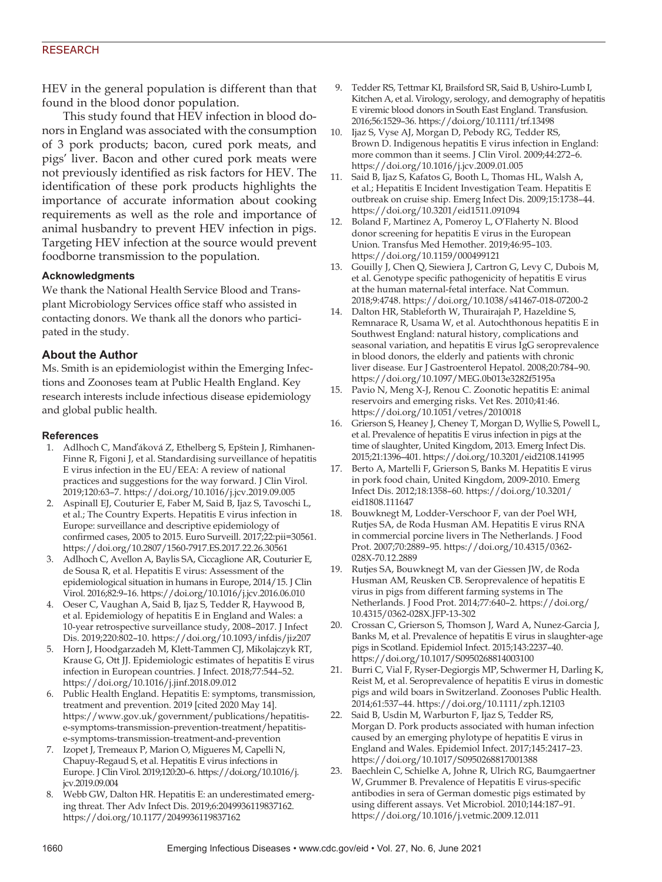HEV in the general population is different than that found in the blood donor population.

This study found that HEV infection in blood donors in England was associated with the consumption of 3 pork products; bacon, cured pork meats, and pigs' liver. Bacon and other cured pork meats were not previously identified as risk factors for HEV. The identification of these pork products highlights the importance of accurate information about cooking requirements as well as the role and importance of animal husbandry to prevent HEV infection in pigs. Targeting HEV infection at the source would prevent foodborne transmission to the population.

### Acknowledgments

We thank the National Health Service Blood and Transplant Microbiology Services office staff who assisted in contacting donors. We thank all the donors who participated in the study.

## About the Author

Ms. Smith is an epidemiologist within the Emerging Infections and Zoonoses team at Public Health England. Key research interests include infectious disease epidemiology and global public health.

### References

1. Adlhoch C, Manďáková Z, Ethelberg S, Epštein J, Rimhanen-Finne R, Figoni J, et al. Standardising surveillance of hepatitis E virus infection in the EU/EEA: A review of national practices and suggestions for the way forward. J Clin Virol. 2019;120:63–7. https://doi.org/10.1016/j.jcv.2019.09.005
2. Aspinall EJ, Couturier E, Faber M, Said B, Ijaz S, Tavoschi L, et al.; The Country Experts. Hepatitis E virus infection in Europe: surveillance and descriptive epidemiology of confirmed cases, 2005 to 2015. Euro Surveill. 2017;22:pii=30561. https://doi.org/10.2807/1560-7917.ES.2017.22.26.30561
3. Adlhoch C, Avellon A, Baylis SA, Ciccaglione AR, Couturier E, de Sousa R, et al. Hepatitis E virus: Assessment of the epidemiological situation in humans in Europe, 2014/15. J Clin Virol. 2016;82:9–16. https://doi.org/10.1016/j.jcv.2016.06.010
4. Oeser C, Vaughan A, Said B, Ijaz S, Tedder R, Haywood B, et al. Epidemiology of hepatitis E in England and Wales: a 10-year retrospective surveillance study, 2008–2017. J Infect Dis. 2019;220:802–10. https://doi.org/10.1093/infdis/jiz207
5. Horn J, Hoodgarzadeh M, Klett-Tammen CJ, Mikolajczyk RT, Krause G, Ott JJ. Epidemiologic estimates of hepatitis E virus infection in European countries. J Infect. 2018;77:544–52. https://doi.org/10.1016/j.jinf.2018.09.012
6. Public Health England. Hepatitis E: symptoms, transmission, treatment and prevention. 2019 [cited 2020 May 14]. https://www.gov.uk/government/publications/hepatitis-e-symptoms-transmission-prevention-treatment/hepatitis-e-symptoms-transmission-treatment-and-prevention
7. Izopet J, Tremeaux P, Marion O, Migueres M, Capelli N, Chapuy-Regaud S, et al. Hepatitis E virus infections in Europe. J Clin Virol. 2019;120:20–6. https://doi.org/10.1016/j.jcv.2019.09.004
8. Webb GW, Dalton HR. Hepatitis E: an underestimated emerging threat. Ther Adv Infect Dis. 2019;6:2049936119837162. https://doi.org/10.1177/2049936119837162
9. Tedder RS, Tettmar KI, Brailsford SR, Said B, Ushiro-Lumb I, Kitchen A, et al. Virology, serology, and demography of hepatitis E viremic blood donors in South East England. Transfusion. 2016;56:1529–36. https://doi.org/10.1111/trf.13498
10. Ijaz S, Vyse AJ, Morgan D, Pebody RG, Tedder RS, Brown D. Indigenous hepatitis E virus infection in England: more common than it seems. J Clin Virol. 2009;44:272–6. https://doi.org/10.1016/j.jcv.2009.01.005
11. Said B, Ijaz S, Kafatos G, Booth L, Thomas HL, Walsh A, et al.; Hepatitis E Incident Investigation Team. Hepatitis E outbreak on cruise ship. Emerg Infect Dis. 2009;15:1738–44. https://doi.org/10.3201/eid1511.091094
12. Boland F, Martinez A, Pomeroy L, O'Flaherty N. Blood donor screening for hepatitis E virus in the European Union. Transfus Med Hemother. 2019;46:95–103. https://doi.org/10.1159/000499121
13. Gouilly J, Chen Q, Siewiera J, Cartron G, Levy C, Dubois M, et al. Genotype specific pathogenicity of hepatitis E virus at the human maternal-fetal interface. Nat Commun. 2018;9:4748. https://doi.org/10.1038/s41467-018-07200-2
14. Dalton HR, Stableforth W, Thurairajah P, Hazeldine S, Remnarace R, Usama W, et al. Autochthonous hepatitis E in Southwest England: natural history, complications and seasonal variation, and hepatitis E virus IgG seroprevalence in blood donors, the elderly and patients with chronic liver disease. Eur J Gastroenterol Hepatol. 2008;20:784–90. https://doi.org/10.1097/MEG.0b013e3282f5195a
15. Pavio N, Meng X-J, Renou C. Zoonotic hepatitis E: animal reservoirs and emerging risks. Vet Res. 2010;41:46. https://doi.org/10.1051/vetres/2010018
16. Grierson S, Heaney J, Cheney T, Morgan D, Wyllie S, Powell L, et al. Prevalence of hepatitis E virus infection in pigs at the time of slaughter, United Kingdom, 2013. Emerg Infect Dis. 2015;21:1396–401. https://doi.org/10.3201/eid2108.141995
17. Berto A, Martelli F, Grierson S, Banks M. Hepatitis E virus in pork food chain, United Kingdom, 2009-2010. Emerg Infect Dis. 2012;18:1358–60. https://doi.org/10.3201/eid1808.111647
18. Bouwknegt M, Lodder-Verschoor F, van der Poel WH, Rutjes SA, de Roda Husman AM. Hepatitis E virus RNA in commercial porcine livers in The Netherlands. J Food Prot. 2007;70:2889–95. https://doi.org/10.4315/0362-028X-70.12.2889
19. Rutjes SA, Bouwknegt M, van der Giessen JW, de Roda Husman AM, Reusken CB. Seroprevalence of hepatitis E virus in pigs from different farming systems in The Netherlands. J Food Prot. 2014;77:640–2. https://doi.org/10.4315/0362-028X.JFP-13-302
20. Crossan C, Grierson S, Thomson J, Ward A, Nunez-Garcia J, Banks M, et al. Prevalence of hepatitis E virus in slaughter-age pigs in Scotland. Epidemiol Infect. 2015;143:2237–40. https://doi.org/10.1017/S0950268814003100
21. Burri C, Vial F, Ryser-Degiorgis MP, Schwermer H, Darling K, Reist M, et al. Seroprevalence of hepatitis E virus in domestic pigs and wild boars in Switzerland. Zoonoses Public Health. 2014;61:537–44. https://doi.org/10.1111/zph.12103
22. Said B, Usdin M, Warburton F, Ijaz S, Tedder RS, Morgan D. Pork products associated with human infection caused by an emerging phylotype of hepatitis E virus in England and Wales. Epidemiol Infect. 2017;145:2417–23. https://doi.org/10.1017/S0950268817001388
23. Baechlein C, Schielke A, Johne R, Ulrich RG, Baumgaertner W, Grummer B. Prevalence of Hepatitis E virus-specific antibodies in sera of German domestic pigs estimated by using different assays. Vet Microbiol. 2010;144:187–91. https://doi.org/10.1016/j.vetmic.2009.12.011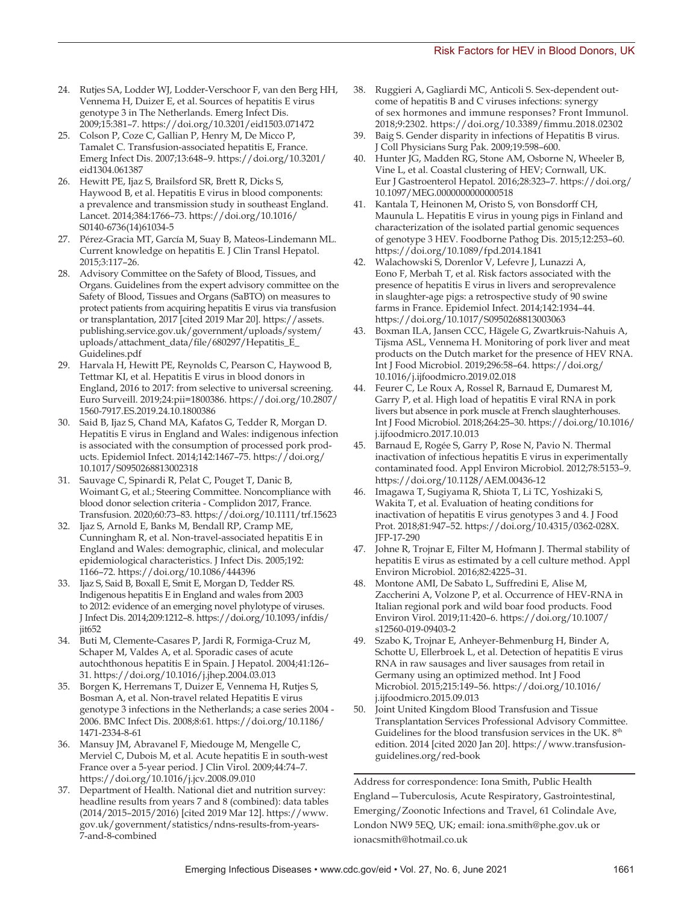24. Rutjes SA, Lodder WJ, Lodder-Verschoor F, van den Berg HH, Vennema H, Duizer E, et al. Sources of hepatitis E virus genotype 3 in The Netherlands. Emerg Infect Dis. 2009;15:381–7. https://doi.org/10.3201/eid1503.071472
25. Colson P, Coze C, Gallian P, Henry M, De Micco P, Tamalet C. Transfusion-associated hepatitis E, France. Emerg Infect Dis. 2007;13:648–9. https://doi.org/10.3201/eid1304.061387
26. Hewitt PE, Ijaz S, Brailsford SR, Brett R, Dicks S, Haywood B, et al. Hepatitis E virus in blood components: a prevalence and transmission study in southeast England. Lancet. 2014;384:1766–73. https://doi.org/10.1016/S0140-6736(14)61034-5
27. Pérez-Gracia MT, García M, Suay B, Mateos-Lindemann ML. Current knowledge on hepatitis E. J Clin Transl Hepatol. 2015;3:117–26.
28. Advisory Committee on the Safety of Blood, Tissues, and Organs. Guidelines from the expert advisory committee on the Safety of Blood, Tissues and Organs (SaBTO) on measures to protect patients from acquiring hepatitis E virus via transfusion or transplantation, 2017 [cited 2019 Mar 20]. https://assets.publishing.service.gov.uk/government/uploads/system/uploads/attachment_data/file/680297/Hepatitis_E_Guidelines.pdf
29. Harvala H, Hewitt PE, Reynolds C, Pearson C, Haywood B, Tettmar KI, et al. Hepatitis E virus in blood donors in England, 2016 to 2017: from selective to universal screening. Euro Surveill. 2019;24:pii=1800386. https://doi.org/10.2807/1560-7917.ES.2019.24.10.1800386
30. Said B, Ijaz S, Chand MA, Kafatos G, Tedder R, Morgan D. Hepatitis E virus in England and Wales: indigenous infection is associated with the consumption of processed pork products. Epidemiol Infect. 2014;142:1467–75. https://doi.org/10.1017/S0950268813002318
31. Sauvage C, Spinardi R, Pelat C, Pouget T, Danic B, Woimant G, et al.; Steering Committee. Noncompliance with blood donor selection criteria - Complidon 2017, France. Transfusion. 2020;60:73–83. https://doi.org/10.1111/trf.15623
32. Ijaz S, Arnold E, Banks M, Bendall RP, Cramp ME, Cunningham R, et al. Non-travel-associated hepatitis E in England and Wales: demographic, clinical, and molecular epidemiological characteristics. J Infect Dis. 2005;192:1166–72. https://doi.org/10.1086/444396
33. Ijaz S, Said B, Boxall E, Smit E, Morgan D, Tedder RS. Indigenous hepatitis E in England and wales from 2003 to 2012: evidence of an emerging novel phylotype of viruses. J Infect Dis. 2014;209:1212–8. https://doi.org/10.1093/infdis/jit652
34. Buti M, Clemente-Casares P, Jardi R, Formiga-Cruz M, Schaper M, Valdes A, et al. Sporadic cases of acute autochthonous hepatitis E in Spain. J Hepatol. 2004;41:126–31. https://doi.org/10.1016/j.jhep.2004.03.013
35. Borgen K, Herremans T, Duizer E, Vennema H, Rutjes S, Bosman A, et al. Non-travel related Hepatitis E virus genotype 3 infections in the Netherlands; a case series 2004 - 2006. BMC Infect Dis. 2008;8:61. https://doi.org/10.1186/1471-2334-8-61
36. Mansuy JM, Abravanel F, Miedouge M, Mengelle C, Merviel C, Dubois M, et al. Acute hepatitis E in south-west France over a 5-year period. J Clin Virol. 2009;44:74–7. https://doi.org/10.1016/j.jcv.2008.09.010
37. Department of Health. National diet and nutrition survey: headline results from years 7 and 8 (combined): data tables (2014/2015–2015/2016) [cited 2019 Mar 12]. https://www.gov.uk/government/statistics/ndns-results-from-years-7-and-8-combined
38. Ruggieri A, Gagliardi MC, Anticoli S. Sex-dependent outcome of hepatitis B and C viruses infections: synergy of sex hormones and immune responses? Front Immunol. 2018;9:2302. https://doi.org/10.3389/fimmu.2018.02302
39. Baig S. Gender disparity in infections of Hepatitis B virus. J Coll Physicians Surg Pak. 2009;19:598–600.
40. Hunter JG, Madden RG, Stone AM, Osborne N, Wheeler B, Vine L, et al. Coastal clustering of HEV; Cornwall, UK. Eur J Gastroenterol Hepatol. 2016;28:323–7. https://doi.org/10.1097/MEG.0000000000000518
41. Kantala T, Heinonen M, Oristo S, von Bonsdorff CH, Maunula L. Hepatitis E virus in young pigs in Finland and characterization of the isolated partial genomic sequences of genotype 3 HEV. Foodborne Pathog Dis. 2015;12:253–60. https://doi.org/10.1089/fpd.2014.1841
42. Walachowski S, Dorenlor V, Lefevre J, Lunazzi A, Eono F, Merbah T, et al. Risk factors associated with the presence of hepatitis E virus in livers and seroprevalence in slaughter-age pigs: a retrospective study of 90 swine farms in France. Epidemiol Infect. 2014;142:1934–44. https://doi.org/10.1017/S0950268813003063
43. Boxman ILA, Jansen CCC, Hägele G, Zwartkruis-Nahuis A, Tijsma ASL, Vennema H. Monitoring of pork liver and meat products on the Dutch market for the presence of HEV RNA. Int J Food Microbiol. 2019;296:58–64. https://doi.org/10.1016/j.ijfoodmicro.2019.02.018
44. Feurer C, Le Roux A, Rossel R, Barnaud E, Dumarest M, Garry P, et al. High load of hepatitis E viral RNA in pork livers but absence in pork muscle at French slaughterhouses. Int J Food Microbiol. 2018;264:25–30. https://doi.org/10.1016/j.ijfoodmicro.2017.10.013
45. Barnaud E, Rogée S, Garry P, Rose N, Pavio N. Thermal inactivation of infectious hepatitis E virus in experimentally contaminated food. Appl Environ Microbiol. 2012;78:5153–9. https://doi.org/10.1128/AEM.00436-12
46. Imagawa T, Sugiyama R, Shiota T, Li TC, Yoshizaki S, Wakita T, et al. Evaluation of heating conditions for inactivation of hepatitis E virus genotypes 3 and 4. J Food Prot. 2018;81:947–52. https://doi.org/10.4315/0362-028X.JFP-17-290
47. Johne R, Trojnar E, Filter M, Hofmann J. Thermal stability of hepatitis E virus as estimated by a cell culture method. Appl Environ Microbiol. 2016;82:4225–31.
48. Montone AMI, De Sabato L, Suffredini E, Alise M, Zaccherini A, Volzone P, et al. Occurrence of HEV-RNA in Italian regional pork and wild boar food products. Food Environ Virol. 2019;11:420–6. https://doi.org/10.1007/s12560-019-09403-2
49. Szabo K, Trojnar E, Anheyer-Behmenburg H, Binder A, Schotte U, Ellerbroek L, et al. Detection of hepatitis E virus RNA in raw sausages and liver sausages from retail in Germany using an optimized method. Int J Food Microbiol. 2015;215:149–56. https://doi.org/10.1016/j.ijfoodmicro.2015.09.013
50. Joint United Kingdom Blood Transfusion and Tissue Transplantation Services Professional Advisory Committee. Guidelines for the blood transfusion services in the UK. 8th edition. 2014 [cited 2020 Jan 20]. https://www.transfusionguidelines.org/red-book

Address for correspondence: Iona Smith, Public Health England—Tuberculosis, Acute Respiratory, Gastrointestinal, Emerging/Zoonotic Infections and Travel, 61 Colindale Ave, London NW9 5EQ, UK; email: iona.smith@phe.gov.uk or ionacsmith@hotmail.co.uk